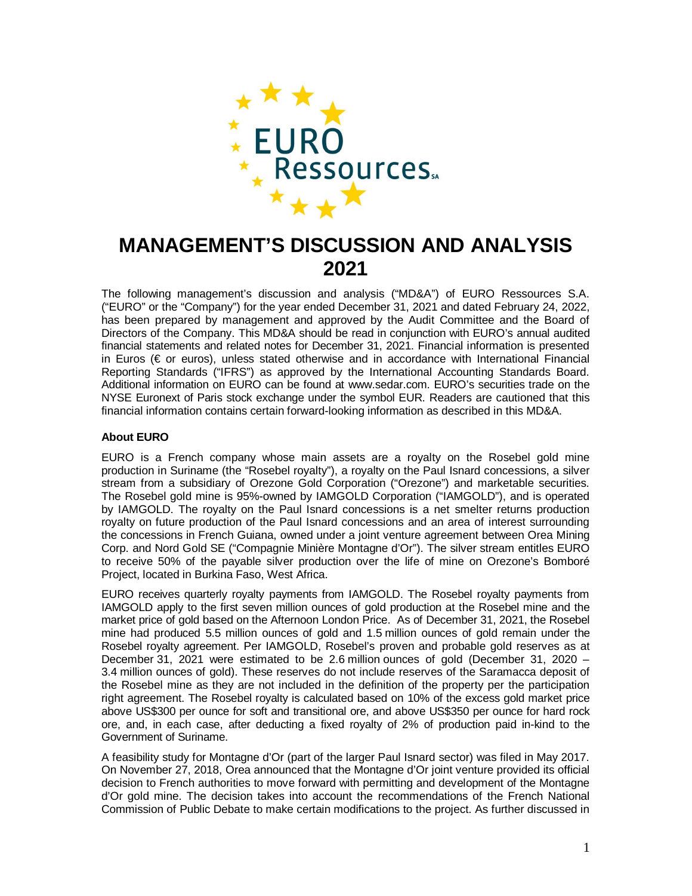# MANAGEMENT'S DISCUSSION AND ANALYSIS 2021

The following management's discussion and analysis ("MD&A") of EURO Ressources S.A. ("EURO" or the "Company") for the year ended December 31, 2021 and dated February 24, 2022, has been prepared by management and approved by the Audit Committee and the Board of Directors of the Company. This MD&A should be read in conjunction with EURO's annual audited financial statements and related notes for December 31, 2021. Financial information is presented in Euros (€ or euros), unless stated otherwise and in accordance with International Financial Reporting Standards ("IFRS") as approved by the International Accounting Standards Board. Additional information on EURO can be found at www.sedar.com. EURO's securities trade on the NYSE Euronext of Paris stock exchange under the symbol EUR. Readers are cautioned that this financial information contains certain forward-looking information as described in this MD&A.

**About EURO**

EURO is a French company whose main assets are a royalty on the Rosebel gold mine production in Suriname (the "Rosebel royalty"), a royalty on the Paul Isnard concessions, a silver stream from a subsidiary of Orezone Gold Corporation ("Orezone") and marketable securities. The Rosebel gold mine is 95%-owned by IAMGOLD Corporation ("IAMGOLD"), and is operated by IAMGOLD. The royalty on the Paul Isnard concessions is a net smelter returns production royalty on future production of the Paul Isnard concessions and an area of interest surrounding the concessions in French Guiana, owned under a joint venture agreement between Orea Mining Corp. and Nord Gold SE ("Compagnie Minière Montagne d'Or"). The silver stream entitles EURO to receive 50% of the payable silver production over the life of mine on Orezone's Bomboré Project, located in Burkina Faso, West Africa.

EURO receives quarterly royalty payments from IAMGOLD. The Rosebel royalty payments from IAMGOLD apply to the first seven million ounces of gold production at the Rosebel mine and the market price of gold based on the Afternoon London Price. As of December 31, 2021, the Rosebel mine had produced 5.5 million ounces of gold and 1.5 million ounces of gold remain under the Rosebel royalty agreement. Per IAMGOLD, Rosebel's proven and probable gold reserves as at December 31, 2021 were estimated to be 2.6 million ounces of gold (December 31, 2020 – 3.4 million ounces of gold). These reserves do not include reserves of the Saramacca deposit of the Rosebel mine as they are not included in the definition of the property per the participation right agreement. The Rosebel royalty is calculated based on 10% of the excess gold market price above US$300 per ounce for soft and transitional ore, and above US$350 per ounce for hard rock ore, and, in each case, after deducting a fixed royalty of 2% of production paid in-kind to the Government of Suriname.

A feasibility study for Montagne d'Or (part of the larger Paul Isnard sector) was filed in May 2017. On November 27, 2018, Orea announced that the Montagne d'Or joint venture provided its official decision to French authorities to move forward with permitting and development of the Montagne d'Or gold mine. The decision takes into account the recommendations of the French National Commission of Public Debate to make certain modifications to the project. As further discussed in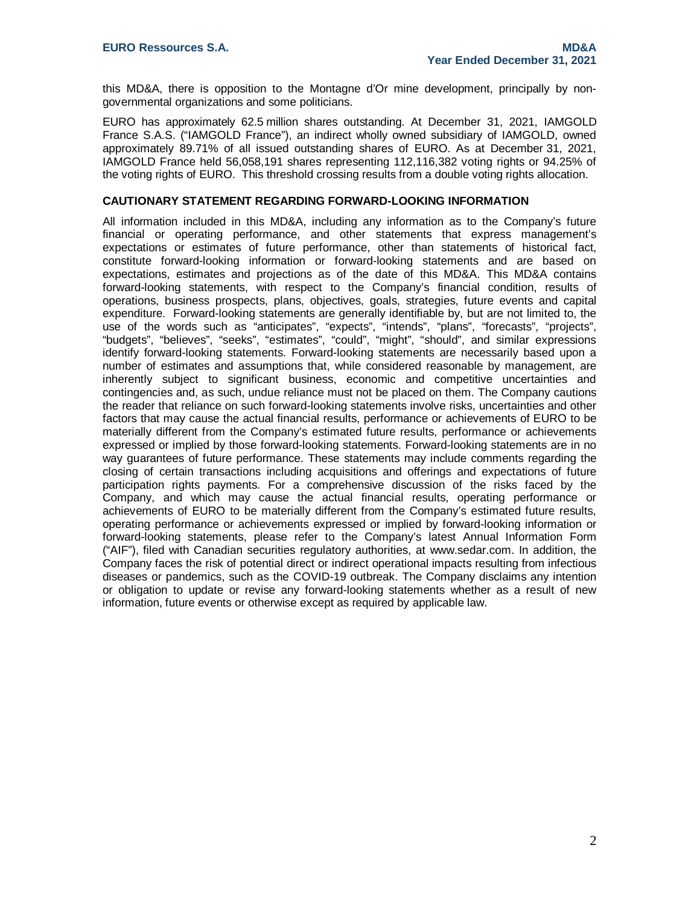this MD&A, there is opposition to the Montagne d'Or mine development, principally by non-governmental organizations and some politicians.

EURO has approximately 62.5 million shares outstanding. At December 31, 2021, IAMGOLD France S.A.S. ("IAMGOLD France"), an indirect wholly owned subsidiary of IAMGOLD, owned approximately 89.71% of all issued outstanding shares of EURO. As at December 31, 2021, IAMGOLD France held 56,058,191 shares representing 112,116,382 voting rights or 94.25% of the voting rights of EURO. This threshold crossing results from a double voting rights allocation.

## CAUTIONARY STATEMENT REGARDING FORWARD-LOOKING INFORMATION

All information included in this MD&A, including any information as to the Company's future financial or operating performance, and other statements that express management's expectations or estimates of future performance, other than statements of historical fact, constitute forward-looking information or forward-looking statements and are based on expectations, estimates and projections as of the date of this MD&A. This MD&A contains forward-looking statements, with respect to the Company's financial condition, results of operations, business prospects, plans, objectives, goals, strategies, future events and capital expenditure. Forward-looking statements are generally identifiable by, but are not limited to, the use of the words such as "anticipates", "expects", "intends", "plans", "forecasts", "projects", "budgets", "believes", "seeks", "estimates", "could", "might", "should", and similar expressions identify forward-looking statements. Forward-looking statements are necessarily based upon a number of estimates and assumptions that, while considered reasonable by management, are inherently subject to significant business, economic and competitive uncertainties and contingencies and, as such, undue reliance must not be placed on them. The Company cautions the reader that reliance on such forward-looking statements involve risks, uncertainties and other factors that may cause the actual financial results, performance or achievements of EURO to be materially different from the Company's estimated future results, performance or achievements expressed or implied by those forward-looking statements. Forward-looking statements are in no way guarantees of future performance. These statements may include comments regarding the closing of certain transactions including acquisitions and offerings and expectations of future participation rights payments. For a comprehensive discussion of the risks faced by the Company, and which may cause the actual financial results, operating performance or achievements of EURO to be materially different from the Company's estimated future results, operating performance or achievements expressed or implied by forward-looking information or forward-looking statements, please refer to the Company's latest Annual Information Form ("AIF"), filed with Canadian securities regulatory authorities, at www.sedar.com. In addition, the Company faces the risk of potential direct or indirect operational impacts resulting from infectious diseases or pandemics, such as the COVID-19 outbreak. The Company disclaims any intention or obligation to update or revise any forward-looking statements whether as a result of new information, future events or otherwise except as required by applicable law.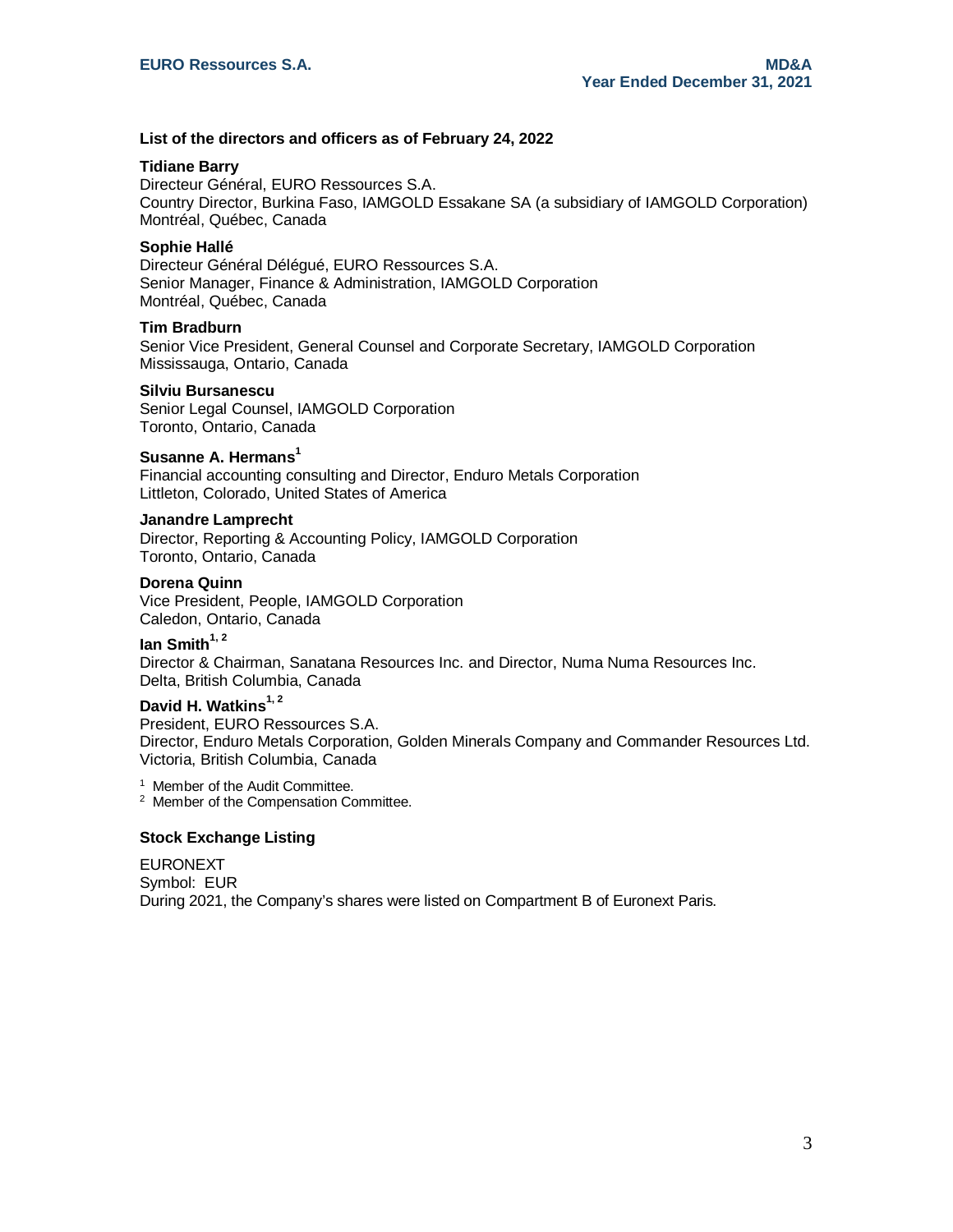## List of the directors and officers as of February 24, 2022

**Tidiane Barry**
Directeur Général, EURO Ressources S.A.
Country Director, Burkina Faso, IAMGOLD Essakane SA (a subsidiary of IAMGOLD Corporation)
Montréal, Québec, Canada

**Sophie Hallé**
Directeur Général Délégué, EURO Ressources S.A.
Senior Manager, Finance & Administration, IAMGOLD Corporation
Montréal, Québec, Canada

**Tim Bradburn**
Senior Vice President, General Counsel and Corporate Secretary, IAMGOLD Corporation
Mississauga, Ontario, Canada

**Silviu Bursanescu**
Senior Legal Counsel, IAMGOLD Corporation
Toronto, Ontario, Canada

**Susanne A. Hermans**[1]
Financial accounting consulting and Director, Enduro Metals Corporation
Littleton, Colorado, United States of America

**Janandre Lamprecht**
Director, Reporting & Accounting Policy, IAMGOLD Corporation
Toronto, Ontario, Canada

**Dorena Quinn**
Vice President, People, IAMGOLD Corporation
Caledon, Ontario, Canada

**Ian Smith**[1, 2]
Director & Chairman, Sanatana Resources Inc. and Director, Numa Numa Resources Inc.
Delta, British Columbia, Canada

**David H. Watkins**[1, 2]
President, EURO Ressources S.A.
Director, Enduro Metals Corporation, Golden Minerals Company and Commander Resources Ltd.
Victoria, British Columbia, Canada

[1] Member of the Audit Committee.
[2] Member of the Compensation Committee.

## Stock Exchange Listing

EURONEXT
Symbol: EUR
During 2021, the Company's shares were listed on Compartment B of Euronext Paris.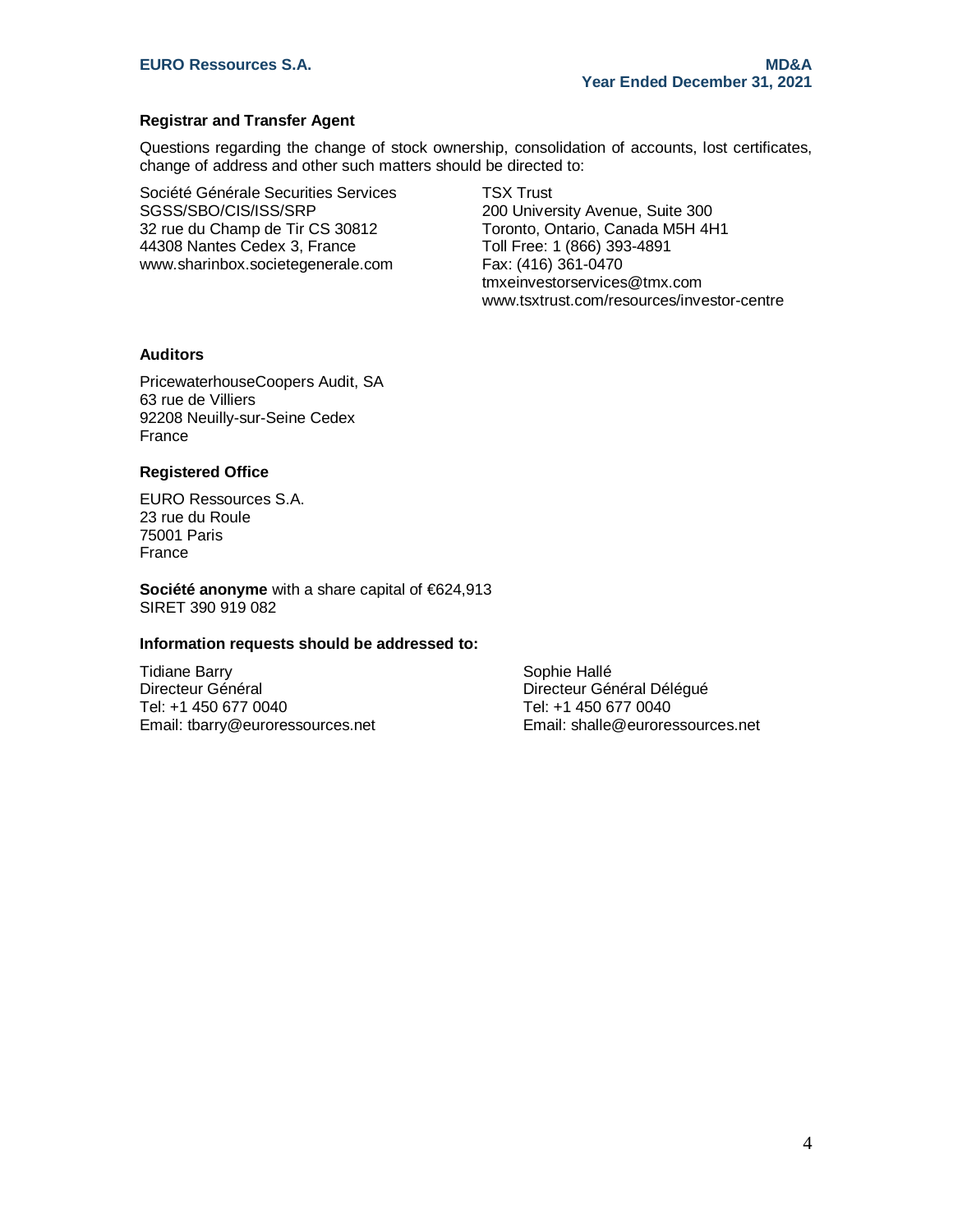### Registrar and Transfer Agent

Questions regarding the change of stock ownership, consolidation of accounts, lost certificates, change of address and other such matters should be directed to:

Société Générale Securities Services
SGSS/SBO/CIS/ISS/SRP
32 rue du Champ de Tir CS 30812
44308 Nantes Cedex 3, France
www.sharinbox.societegenerale.com

TSX Trust
200 University Avenue, Suite 300
Toronto, Ontario, Canada M5H 4H1
Toll Free: 1 (866) 393-4891
Fax: (416) 361-0470
tmxeinvestorservices@tmx.com
www.tsxtrust.com/resources/investor-centre

### Auditors

PricewaterhouseCoopers Audit, SA
63 rue de Villiers
92208 Neuilly-sur-Seine Cedex
France

### Registered Office

EURO Ressources S.A.
23 rue du Roule
75001 Paris
France

**Société anonyme** with a share capital of €624,913
SIRET 390 919 082

### Information requests should be addressed to:

Tidiane Barry
Directeur Général
Tel: +1 450 677 0040
Email: tbarry@euroressources.net

Sophie Hallé
Directeur Général Délégué
Tel: +1 450 677 0040
Email: shalle@euroressources.net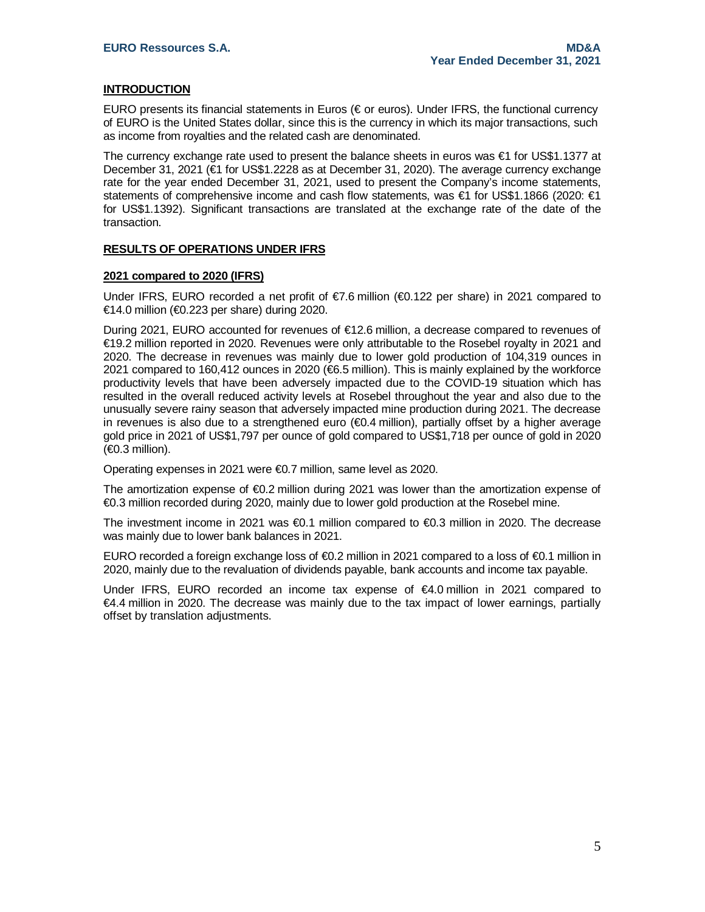## INTRODUCTION

EURO presents its financial statements in Euros (€ or euros). Under IFRS, the functional currency of EURO is the United States dollar, since this is the currency in which its major transactions, such as income from royalties and the related cash are denominated.

The currency exchange rate used to present the balance sheets in euros was €1 for US$1.1377 at December 31, 2021 (€1 for US$1.2228 as at December 31, 2020). The average currency exchange rate for the year ended December 31, 2021, used to present the Company's income statements, statements of comprehensive income and cash flow statements, was €1 for US$1.1866 (2020: €1 for US$1.1392). Significant transactions are translated at the exchange rate of the date of the transaction.

## RESULTS OF OPERATIONS UNDER IFRS

### 2021 compared to 2020 (IFRS)

Under IFRS, EURO recorded a net profit of €7.6 million (€0.122 per share) in 2021 compared to €14.0 million (€0.223 per share) during 2020.

During 2021, EURO accounted for revenues of €12.6 million, a decrease compared to revenues of €19.2 million reported in 2020. Revenues were only attributable to the Rosebel royalty in 2021 and 2020. The decrease in revenues was mainly due to lower gold production of 104,319 ounces in 2021 compared to 160,412 ounces in 2020 (€6.5 million). This is mainly explained by the workforce productivity levels that have been adversely impacted due to the COVID-19 situation which has resulted in the overall reduced activity levels at Rosebel throughout the year and also due to the unusually severe rainy season that adversely impacted mine production during 2021. The decrease in revenues is also due to a strengthened euro (€0.4 million), partially offset by a higher average gold price in 2021 of US$1,797 per ounce of gold compared to US$1,718 per ounce of gold in 2020 (€0.3 million).

Operating expenses in 2021 were €0.7 million, same level as 2020.

The amortization expense of €0.2 million during 2021 was lower than the amortization expense of €0.3 million recorded during 2020, mainly due to lower gold production at the Rosebel mine.

The investment income in 2021 was €0.1 million compared to €0.3 million in 2020. The decrease was mainly due to lower bank balances in 2021.

EURO recorded a foreign exchange loss of €0.2 million in 2021 compared to a loss of €0.1 million in 2020, mainly due to the revaluation of dividends payable, bank accounts and income tax payable.

Under IFRS, EURO recorded an income tax expense of €4.0 million in 2021 compared to €4.4 million in 2020. The decrease was mainly due to the tax impact of lower earnings, partially offset by translation adjustments.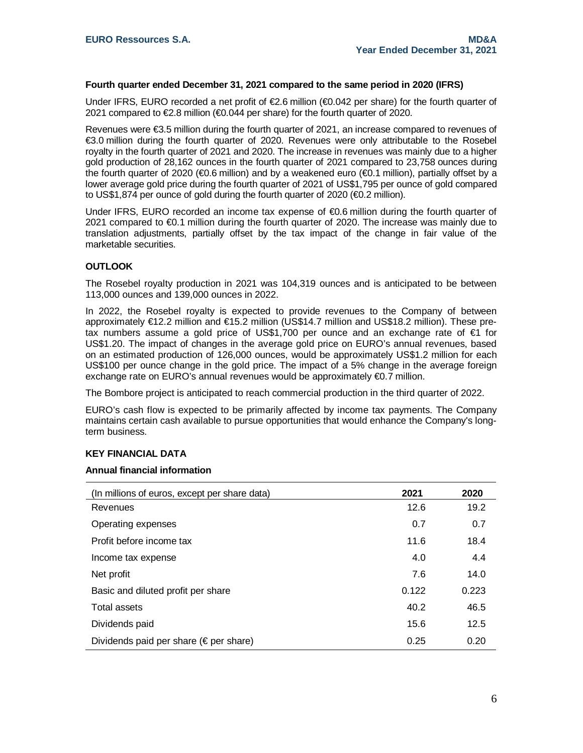### Fourth quarter ended December 31, 2021 compared to the same period in 2020 (IFRS)

Under IFRS, EURO recorded a net profit of €2.6 million (€0.042 per share) for the fourth quarter of 2021 compared to €2.8 million (€0.044 per share) for the fourth quarter of 2020.

Revenues were €3.5 million during the fourth quarter of 2021, an increase compared to revenues of €3.0 million during the fourth quarter of 2020. Revenues were only attributable to the Rosebel royalty in the fourth quarter of 2021 and 2020. The increase in revenues was mainly due to a higher gold production of 28,162 ounces in the fourth quarter of 2021 compared to 23,758 ounces during the fourth quarter of 2020 (€0.6 million) and by a weakened euro (€0.1 million), partially offset by a lower average gold price during the fourth quarter of 2021 of US$1,795 per ounce of gold compared to US$1,874 per ounce of gold during the fourth quarter of 2020 (€0.2 million).

Under IFRS, EURO recorded an income tax expense of €0.6 million during the fourth quarter of 2021 compared to €0.1 million during the fourth quarter of 2020. The increase was mainly due to translation adjustments, partially offset by the tax impact of the change in fair value of the marketable securities.

## OUTLOOK

The Rosebel royalty production in 2021 was 104,319 ounces and is anticipated to be between 113,000 ounces and 139,000 ounces in 2022.

In 2022, the Rosebel royalty is expected to provide revenues to the Company of between approximately €12.2 million and €15.2 million (US$14.7 million and US$18.2 million). These pre-tax numbers assume a gold price of US$1,700 per ounce and an exchange rate of €1 for US$1.20. The impact of changes in the average gold price on EURO's annual revenues, based on an estimated production of 126,000 ounces, would be approximately US$1.2 million for each US$100 per ounce change in the gold price. The impact of a 5% change in the average foreign exchange rate on EURO's annual revenues would be approximately €0.7 million.

The Bombore project is anticipated to reach commercial production in the third quarter of 2022.

EURO's cash flow is expected to be primarily affected by income tax payments. The Company maintains certain cash available to pursue opportunities that would enhance the Company's long-term business.

## KEY FINANCIAL DATA

### Annual financial information

| (In millions of euros, except per share data) | 2021 | 2020 |
|---|---|---|
| Revenues | 12.6 | 19.2 |
| Operating expenses | 0.7 | 0.7 |
| Profit before income tax | 11.6 | 18.4 |
| Income tax expense | 4.0 | 4.4 |
| Net profit | 7.6 | 14.0 |
| Basic and diluted profit per share | 0.122 | 0.223 |
| Total assets | 40.2 | 46.5 |
| Dividends paid | 15.6 | 12.5 |
| Dividends paid per share (€ per share) | 0.25 | 0.20 |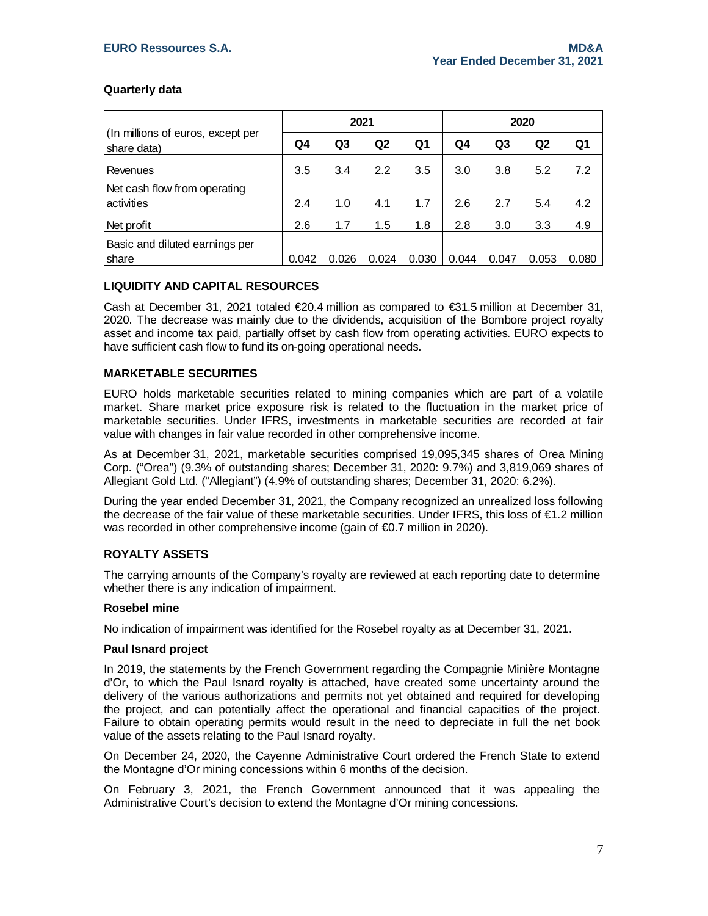**Quarterly data**

| (In millions of euros, except per share data) | 2021 | | | | 2020 | | | |
|---|---|---|---|---|---|---|---|---|
| | Q4 | Q3 | Q2 | Q1 | Q4 | Q3 | Q2 | Q1 |
| Revenues | 3.5 | 3.4 | 2.2 | 3.5 | 3.0 | 3.8 | 5.2 | 7.2 |
| Net cash flow from operating activities | 2.4 | 1.0 | 4.1 | 1.7 | 2.6 | 2.7 | 5.4 | 4.2 |
| Net profit | 2.6 | 1.7 | 1.5 | 1.8 | 2.8 | 3.0 | 3.3 | 4.9 |
| Basic and diluted earnings per share | 0.042 | 0.026 | 0.024 | 0.030 | 0.044 | 0.047 | 0.053 | 0.080 |

## LIQUIDITY AND CAPITAL RESOURCES

Cash at December 31, 2021 totaled €20.4 million as compared to €31.5 million at December 31, 2020. The decrease was mainly due to the dividends, acquisition of the Bombore project royalty asset and income tax paid, partially offset by cash flow from operating activities. EURO expects to have sufficient cash flow to fund its on-going operational needs.

## MARKETABLE SECURITIES

EURO holds marketable securities related to mining companies which are part of a volatile market. Share market price exposure risk is related to the fluctuation in the market price of marketable securities. Under IFRS, investments in marketable securities are recorded at fair value with changes in fair value recorded in other comprehensive income.

As at December 31, 2021, marketable securities comprised 19,095,345 shares of Orea Mining Corp. ("Orea") (9.3% of outstanding shares; December 31, 2020: 9.7%) and 3,819,069 shares of Allegiant Gold Ltd. ("Allegiant") (4.9% of outstanding shares; December 31, 2020: 6.2%).

During the year ended December 31, 2021, the Company recognized an unrealized loss following the decrease of the fair value of these marketable securities. Under IFRS, this loss of €1.2 million was recorded in other comprehensive income (gain of €0.7 million in 2020).

## ROYALTY ASSETS

The carrying amounts of the Company's royalty are reviewed at each reporting date to determine whether there is any indication of impairment.

### Rosebel mine

No indication of impairment was identified for the Rosebel royalty as at December 31, 2021.

### Paul Isnard project

In 2019, the statements by the French Government regarding the Compagnie Minière Montagne d'Or, to which the Paul Isnard royalty is attached, have created some uncertainty around the delivery of the various authorizations and permits not yet obtained and required for developing the project, and can potentially affect the operational and financial capacities of the project. Failure to obtain operating permits would result in the need to depreciate in full the net book value of the assets relating to the Paul Isnard royalty.

On December 24, 2020, the Cayenne Administrative Court ordered the French State to extend the Montagne d'Or mining concessions within 6 months of the decision.

On February 3, 2021, the French Government announced that it was appealing the Administrative Court's decision to extend the Montagne d'Or mining concessions.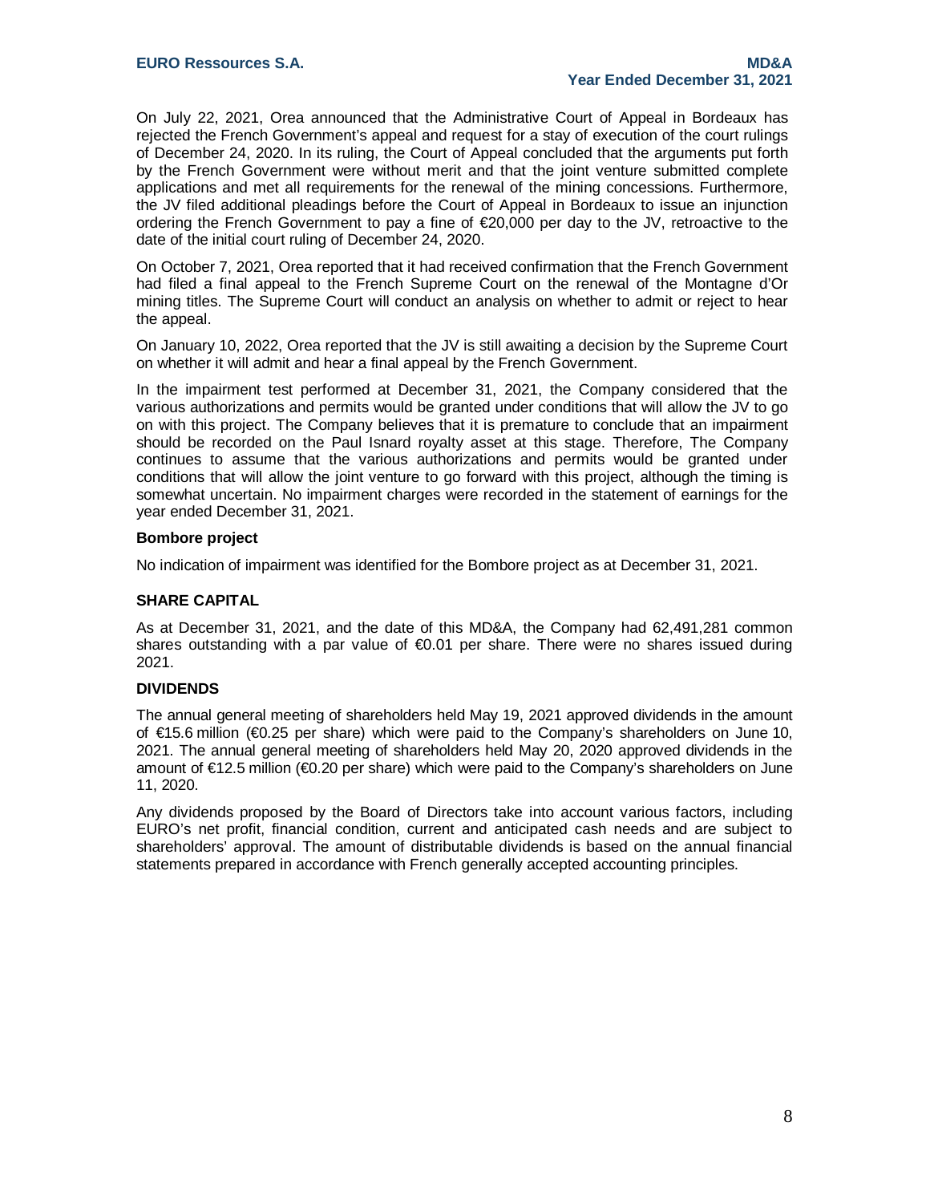On July 22, 2021, Orea announced that the Administrative Court of Appeal in Bordeaux has rejected the French Government's appeal and request for a stay of execution of the court rulings of December 24, 2020. In its ruling, the Court of Appeal concluded that the arguments put forth by the French Government were without merit and that the joint venture submitted complete applications and met all requirements for the renewal of the mining concessions. Furthermore, the JV filed additional pleadings before the Court of Appeal in Bordeaux to issue an injunction ordering the French Government to pay a fine of €20,000 per day to the JV, retroactive to the date of the initial court ruling of December 24, 2020.

On October 7, 2021, Orea reported that it had received confirmation that the French Government had filed a final appeal to the French Supreme Court on the renewal of the Montagne d'Or mining titles. The Supreme Court will conduct an analysis on whether to admit or reject to hear the appeal.

On January 10, 2022, Orea reported that the JV is still awaiting a decision by the Supreme Court on whether it will admit and hear a final appeal by the French Government.

In the impairment test performed at December 31, 2021, the Company considered that the various authorizations and permits would be granted under conditions that will allow the JV to go on with this project. The Company believes that it is premature to conclude that an impairment should be recorded on the Paul Isnard royalty asset at this stage. Therefore, The Company continues to assume that the various authorizations and permits would be granted under conditions that will allow the joint venture to go forward with this project, although the timing is somewhat uncertain. No impairment charges were recorded in the statement of earnings for the year ended December 31, 2021.

**Bombore project**

No indication of impairment was identified for the Bombore project as at December 31, 2021.

## SHARE CAPITAL

As at December 31, 2021, and the date of this MD&A, the Company had 62,491,281 common shares outstanding with a par value of €0.01 per share. There were no shares issued during 2021.

## DIVIDENDS

The annual general meeting of shareholders held May 19, 2021 approved dividends in the amount of €15.6 million (€0.25 per share) which were paid to the Company's shareholders on June 10, 2021. The annual general meeting of shareholders held May 20, 2020 approved dividends in the amount of €12.5 million (€0.20 per share) which were paid to the Company's shareholders on June 11, 2020.

Any dividends proposed by the Board of Directors take into account various factors, including EURO's net profit, financial condition, current and anticipated cash needs and are subject to shareholders' approval. The amount of distributable dividends is based on the annual financial statements prepared in accordance with French generally accepted accounting principles.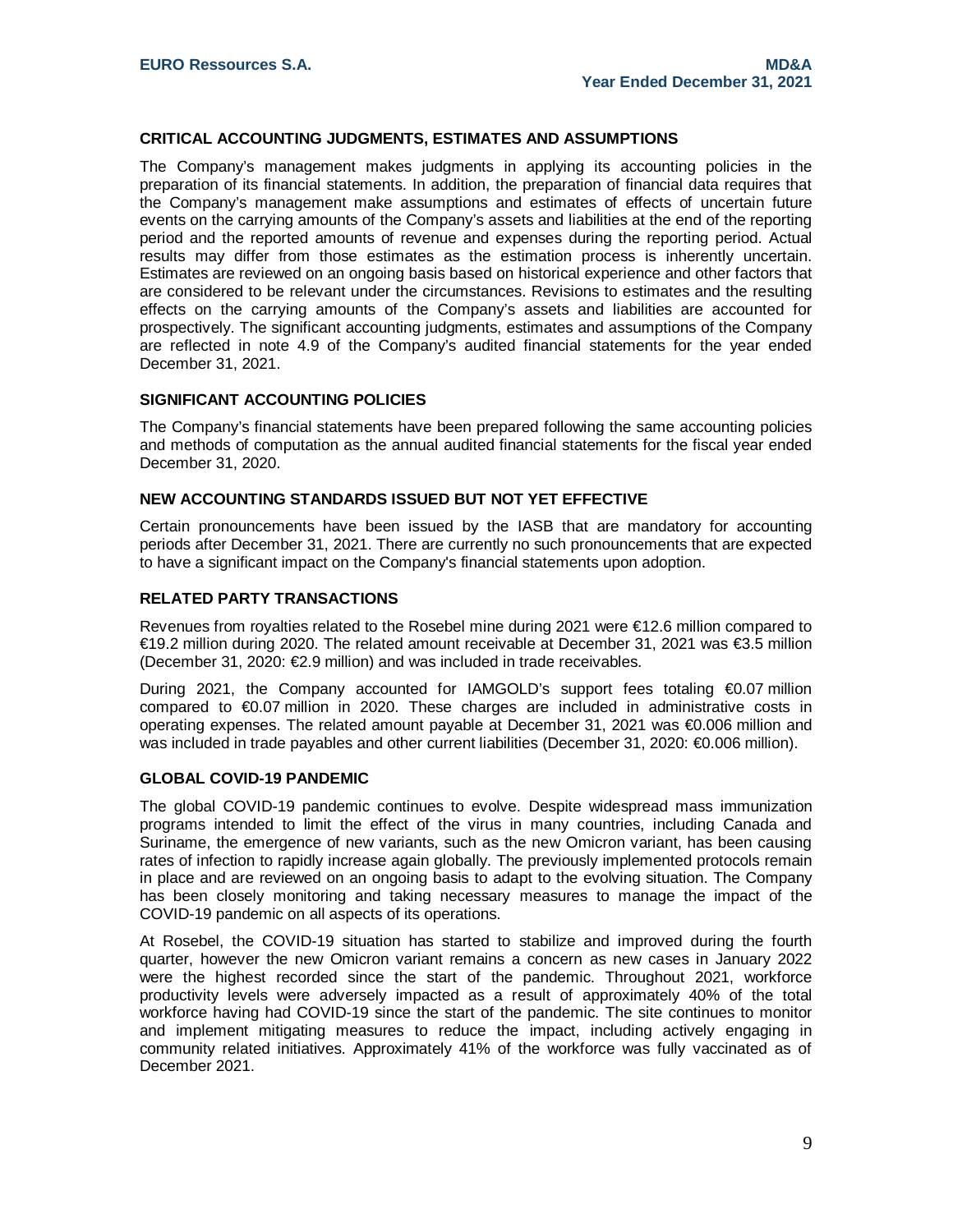## CRITICAL ACCOUNTING JUDGMENTS, ESTIMATES AND ASSUMPTIONS

The Company's management makes judgments in applying its accounting policies in the preparation of its financial statements. In addition, the preparation of financial data requires that the Company's management make assumptions and estimates of effects of uncertain future events on the carrying amounts of the Company's assets and liabilities at the end of the reporting period and the reported amounts of revenue and expenses during the reporting period. Actual results may differ from those estimates as the estimation process is inherently uncertain. Estimates are reviewed on an ongoing basis based on historical experience and other factors that are considered to be relevant under the circumstances. Revisions to estimates and the resulting effects on the carrying amounts of the Company's assets and liabilities are accounted for prospectively. The significant accounting judgments, estimates and assumptions of the Company are reflected in note 4.9 of the Company's audited financial statements for the year ended December 31, 2021.

## SIGNIFICANT ACCOUNTING POLICIES

The Company's financial statements have been prepared following the same accounting policies and methods of computation as the annual audited financial statements for the fiscal year ended December 31, 2020.

## NEW ACCOUNTING STANDARDS ISSUED BUT NOT YET EFFECTIVE

Certain pronouncements have been issued by the IASB that are mandatory for accounting periods after December 31, 2021. There are currently no such pronouncements that are expected to have a significant impact on the Company's financial statements upon adoption.

## RELATED PARTY TRANSACTIONS

Revenues from royalties related to the Rosebel mine during 2021 were €12.6 million compared to €19.2 million during 2020. The related amount receivable at December 31, 2021 was €3.5 million (December 31, 2020: €2.9 million) and was included in trade receivables.

During 2021, the Company accounted for IAMGOLD's support fees totaling €0.07 million compared to €0.07 million in 2020. These charges are included in administrative costs in operating expenses. The related amount payable at December 31, 2021 was €0.006 million and was included in trade payables and other current liabilities (December 31, 2020: €0.006 million).

## GLOBAL COVID-19 PANDEMIC

The global COVID-19 pandemic continues to evolve. Despite widespread mass immunization programs intended to limit the effect of the virus in many countries, including Canada and Suriname, the emergence of new variants, such as the new Omicron variant, has been causing rates of infection to rapidly increase again globally. The previously implemented protocols remain in place and are reviewed on an ongoing basis to adapt to the evolving situation. The Company has been closely monitoring and taking necessary measures to manage the impact of the COVID-19 pandemic on all aspects of its operations.

At Rosebel, the COVID-19 situation has started to stabilize and improved during the fourth quarter, however the new Omicron variant remains a concern as new cases in January 2022 were the highest recorded since the start of the pandemic. Throughout 2021, workforce productivity levels were adversely impacted as a result of approximately 40% of the total workforce having had COVID-19 since the start of the pandemic. The site continues to monitor and implement mitigating measures to reduce the impact, including actively engaging in community related initiatives. Approximately 41% of the workforce was fully vaccinated as of December 2021.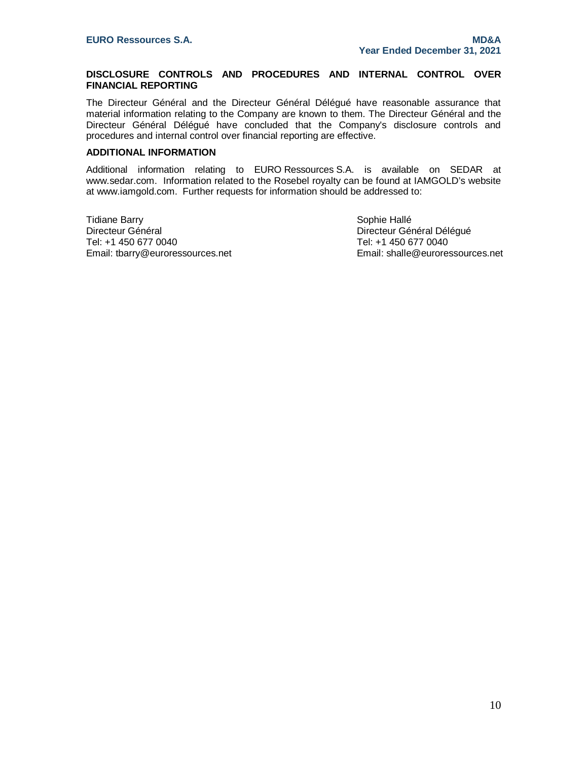## DISCLOSURE CONTROLS AND PROCEDURES AND INTERNAL CONTROL OVER FINANCIAL REPORTING

The Directeur Général and the Directeur Général Délégué have reasonable assurance that material information relating to the Company are known to them. The Directeur Général and the Directeur Général Délégué have concluded that the Company's disclosure controls and procedures and internal control over financial reporting are effective.

## ADDITIONAL INFORMATION

Additional information relating to EURO Ressources S.A. is available on SEDAR at www.sedar.com. Information related to the Rosebel royalty can be found at IAMGOLD's website at www.iamgold.com. Further requests for information should be addressed to:

Tidiane Barry
Directeur Général
Tel: +1 450 677 0040
Email: tbarry@euroressources.net

Sophie Hallé
Directeur Général Délégué
Tel: +1 450 677 0040
Email: shalle@euroressources.net